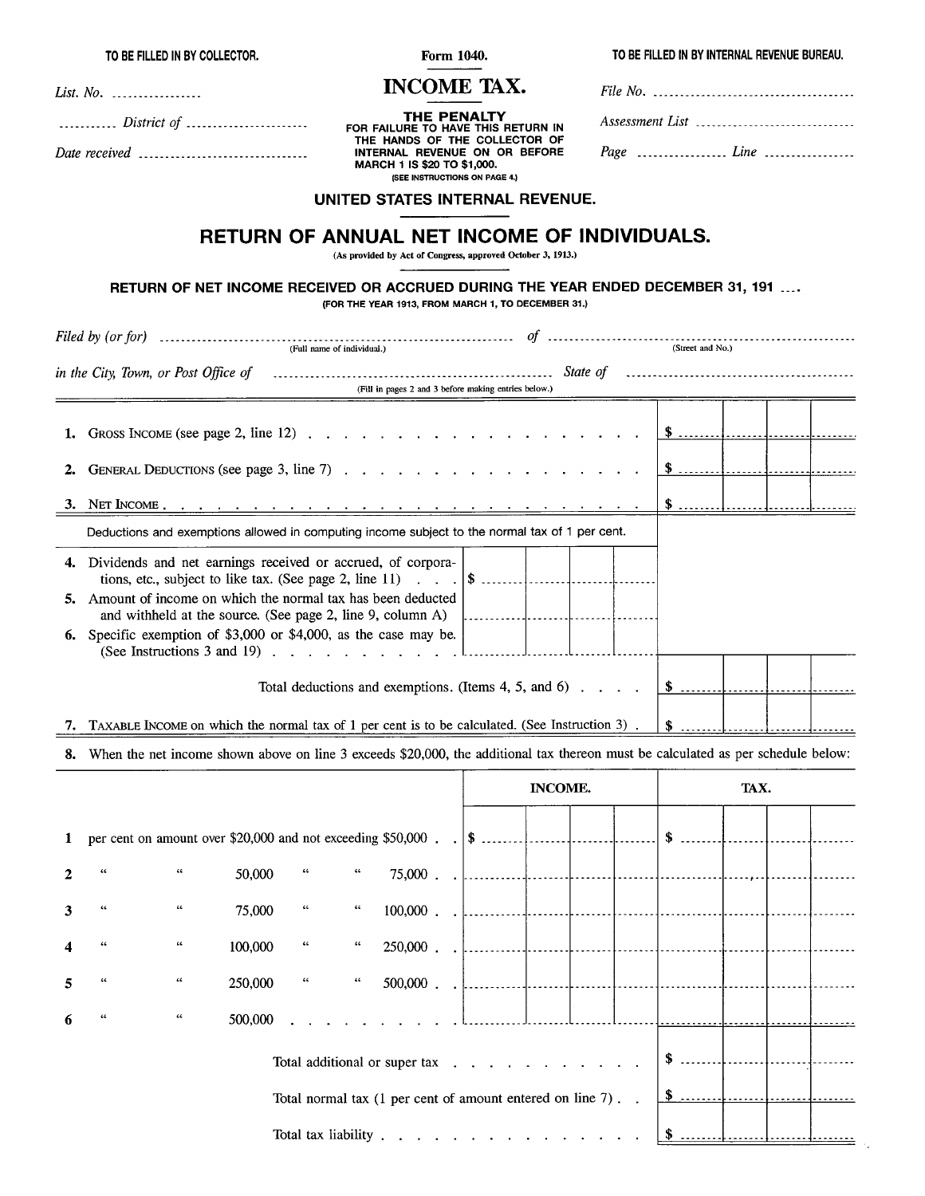TO BE FILLED IN BY COLLECTOR.

*List. No.* ..................

.......... *District of* ........................

*Date received* ..................................

**Form 1040.**

# INCOME TAX.

**THE PENALTY**
**FOR FAILURE TO HAVE THIS RETURN IN THE HANDS OF THE COLLECTOR OF INTERNAL REVENUE ON OR BEFORE MARCH 1 IS $20 TO $1,000.**
(SEE INSTRUCTIONS ON PAGE 4.)

TO BE FILLED IN BY INTERNAL REVENUE BUREAU.

*File No.* ......................................

*Assessment List* ............................

*Page* .................. *Line* ..................

## UNITED STATES INTERNAL REVENUE.

## RETURN OF ANNUAL NET INCOME OF INDIVIDUALS.

(As provided by Act of Congress, approved October 3, 1913.)

**RETURN OF NET INCOME RECEIVED OR ACCRUED DURING THE YEAR ENDED DECEMBER 31, 191 ...**

(FOR THE YEAR 1913, FROM MARCH 1, TO DECEMBER 31.)

*Filed by (or for)* .................................................................. *of* ..................................................................
(Full name of individual.) (Street and No.)

*in the City, Town, or Post Office of* ........................................................ *State of* ..............................................
(Fill in pages 2 and 3 before making entries below.)

| | | | |
|---|---|---|---|
| 1. | GROSS INCOME (see page 2, line 12) . . . . . . . . . . . . . . . . . . . . | | $ |
| 2. | GENERAL DEDUCTIONS (see page 3, line 7) . . . . . . . . . . . . . . . . . . | | $ |
| 3. | NET INCOME . . . . . . . . . . . . . . . . . . . . . . . . . . . . . | | $ |
| | Deductions and exemptions allowed in computing income subject to the normal tax of 1 per cent. | | |
| 4. | Dividends and net earnings received or accrued, of corporations, etc., subject to like tax. (See page 2, line 11) . . . | $ | |
| 5. | Amount of income on which the normal tax has been deducted and withheld at the source. (See page 2, line 9, column A) | | |
| 6. | Specific exemption of $3,000 or $4,000, as the case may be. (See Instructions 3 and 19) . . . . . . . . . . . | | |
| | Total deductions and exemptions. (Items 4, 5, and 6) . . . . | | $ |
| 7. | TAXABLE INCOME on which the normal tax of 1 per cent is to be calculated. (See Instruction 3) . | | $ |

8. When the net income shown above on line 3 exceeds $20,000, the additional tax thereon must be calculated as per schedule below:

| | | INCOME. | TAX. |
|---|---|---|---|
| 1 | per cent on amount over $20,000 and not exceeding $50,000 . . | $ | $ |
| 2 | " " 50,000 " " 75,000 . . | | |
| 3 | " " 75,000 " " 100,000 . . | | |
| 4 | " " 100,000 " " 250,000 . . | | |
| 5 | " " 250,000 " " 500,000 . . | | |
| 6 | " " 500,000 . . . . . . . . . . | | |
| | Total additional or super tax . . . . . . . . . . . | | $ |
| | Total normal tax (1 per cent of amount entered on line 7) . . | | $ |
| | Total tax liability . . . . . . . . . . . . . . . . | | $ |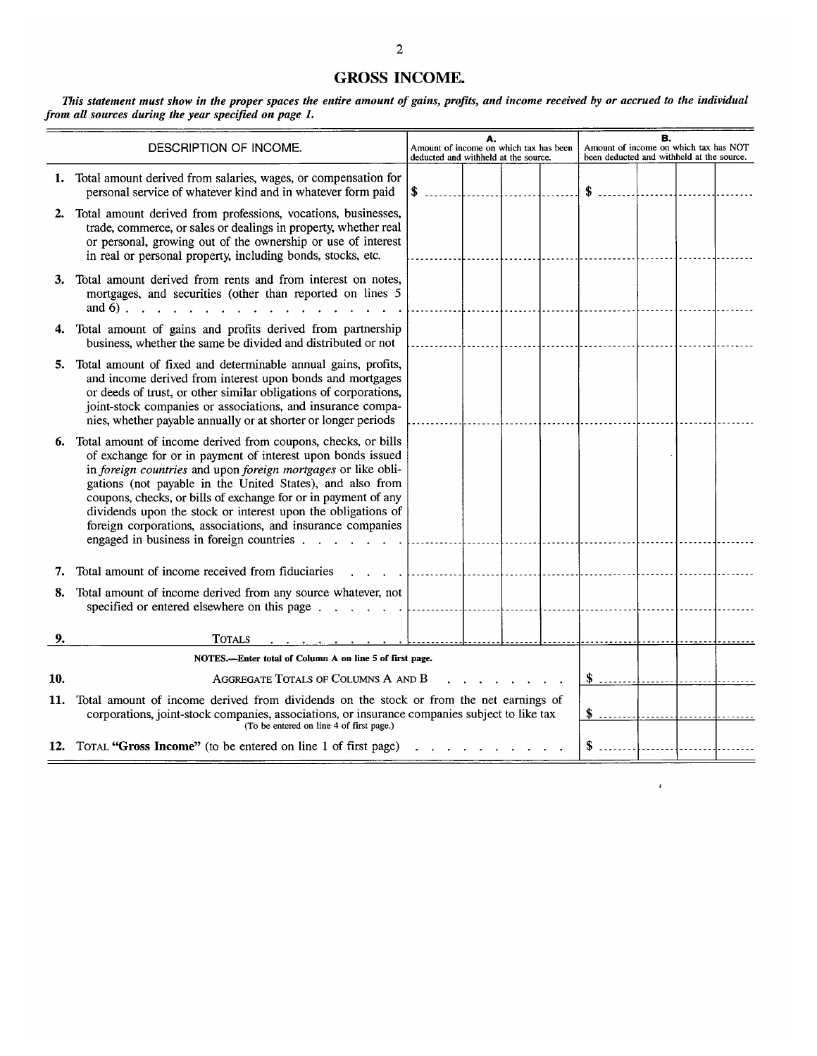## GROSS INCOME.

***This statement must show in the proper spaces the entire amount of gains, profits, and income received by or accrued to the individual from all sources during the year specified on page 1.***

| | DESCRIPTION OF INCOME. | A. Amount of income on which tax has been deducted and withheld at the source. | B. Amount of income on which tax has NOT been deducted and withheld at the source. |
|---|---|---|---|
| **1.** | Total amount derived from salaries, wages, or compensation for personal service of whatever kind and in whatever form paid | $ | $ |
| **2.** | Total amount derived from professions, vocations, businesses, trade, commerce, or sales or dealings in property, whether real or personal, growing out of the ownership or use of interest in real or personal property, including bonds, stocks, etc. | | |
| **3.** | Total amount derived from rents and from interest on notes, mortgages, and securities (other than reported on lines 5 and 6) . . . . . . . . . . . . . . . . . . . | | |
| **4.** | Total amount of gains and profits derived from partnership business, whether the same be divided and distributed or not | | |
| **5.** | Total amount of fixed and determinable annual gains, profits, and income derived from interest upon bonds and mortgages or deeds of trust, or other similar obligations of corporations, joint-stock companies or associations, and insurance companies, whether payable annually or at shorter or longer periods | | |
| **6.** | Total amount of income derived from coupons, checks, or bills of exchange for or in payment of interest upon bonds issued in *foreign countries* and upon *foreign mortgages* or like obligations (not payable in the United States), and also from coupons, checks, or bills of exchange for or in payment of any dividends upon the stock or interest upon the obligations of foreign corporations, associations, and insurance companies engaged in business in foreign countries . . . . . . . | | |
| **7.** | Total amount of income received from fiduciaries . . . . | | |
| **8.** | Total amount of income derived from any source whatever, not specified or entered elsewhere on this page . . . . . . | | |
| **9.** | TOTALS . . . . . . . . . | | |

**NOTES.—Enter total of Column A on line 5 of first page.**

| | | |
|---|---|---|
| **10.** | AGGREGATE TOTALS OF COLUMNS A AND B . . . . . . . . . | $ |
| **11.** | Total amount of income derived from dividends on the stock or from the net earnings of corporations, joint-stock companies, associations, or insurance companies subject to like tax (To be entered on line 4 of first page.) | $ |
| **12.** | TOTAL **"Gross Income"** (to be entered on line 1 of first page) . . . . . . . . . . . | $ |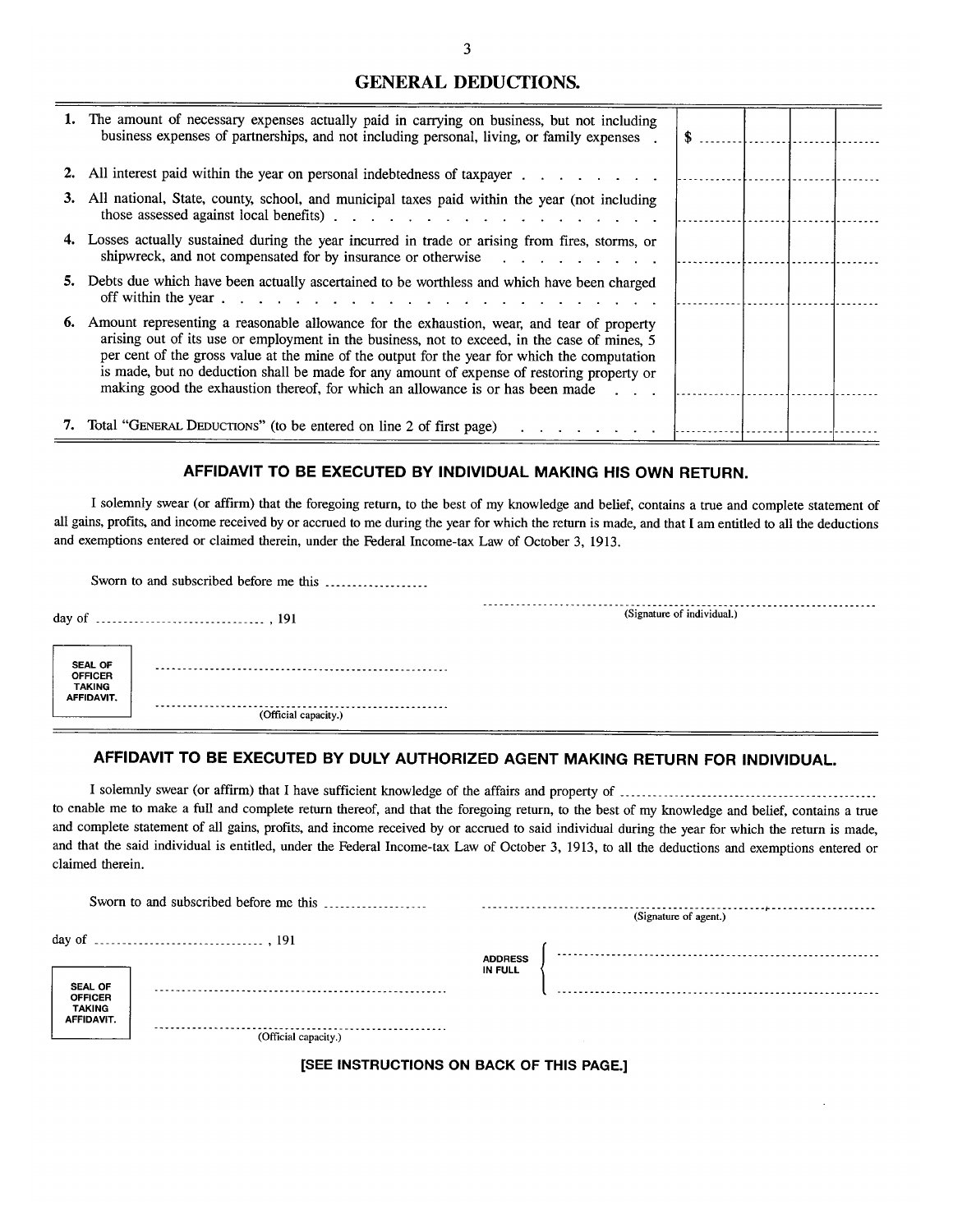## GENERAL DEDUCTIONS.

| | | | | |
|---|---|---|---|---|
| 1. The amount of necessary expenses actually paid in carrying on business, but not including business expenses of partnerships, and not including personal, living, or family expenses . | $ | | | |
| 2. All interest paid within the year on personal indebtedness of taxpayer . . . . . . . . | | | | |
| 3. All national, State, county, school, and municipal taxes paid within the year (not including those assessed against local benefits) . . . . . . . . . . . . . . . . . . . | | | | |
| 4. Losses actually sustained during the year incurred in trade or arising from fires, storms, or shipwreck, and not compensated for by insurance or otherwise . . . . . . . . . | | | | |
| 5. Debts due which have been actually ascertained to be worthless and which have been charged off within the year . . . . . . . . . . . . . . . . . . . . . . . | | | | |
| 6. Amount representing a reasonable allowance for the exhaustion, wear, and tear of property arising out of its use or employment in the business, not to exceed, in the case of mines, 5 per cent of the gross value at the mine of the output for the year for which the computation is made, but no deduction shall be made for any amount of expense of restoring property or making good the exhaustion thereof, for which an allowance is or has been made . . . | | | | |
| 7. Total "GENERAL DEDUCTIONS" (to be entered on line 2 of first page) . . . . . . . . | | | | |

### AFFIDAVIT TO BE EXECUTED BY INDIVIDUAL MAKING HIS OWN RETURN.

I solemnly swear (or affirm) that the foregoing return, to the best of my knowledge and belief, contains a true and complete statement of all gains, profits, and income received by or accrued to me during the year for which the return is made, and that I am entitled to all the deductions and exemptions entered or claimed therein, under the Federal Income-tax Law of October 3, 1913.

Sworn to and subscribed before me this ..................

day of ............................., 191

........................................................................
(Signature of individual.)

SEAL OF OFFICER TAKING AFFIDAVIT.

........................................................

........................................................
(Official capacity.)

### AFFIDAVIT TO BE EXECUTED BY DULY AUTHORIZED AGENT MAKING RETURN FOR INDIVIDUAL.

I solemnly swear (or affirm) that I have sufficient knowledge of the affairs and property of .............................................. to enable me to make a full and complete return thereof, and that the foregoing return, to the best of my knowledge and belief, contains a true and complete statement of all gains, profits, and income received by or accrued to said individual during the year for which the return is made, and that the said individual is entitled, under the Federal Income-tax Law of October 3, 1913, to all the deductions and exemptions entered or claimed therein.

Sworn to and subscribed before me this ..................

day of ............................., 191

........................................................................
(Signature of agent.)

ADDRESS IN FULL

........................................................................

........................................................................

SEAL OF OFFICER TAKING AFFIDAVIT.

........................................................

........................................................
(Official capacity.)

**[SEE INSTRUCTIONS ON BACK OF THIS PAGE.]**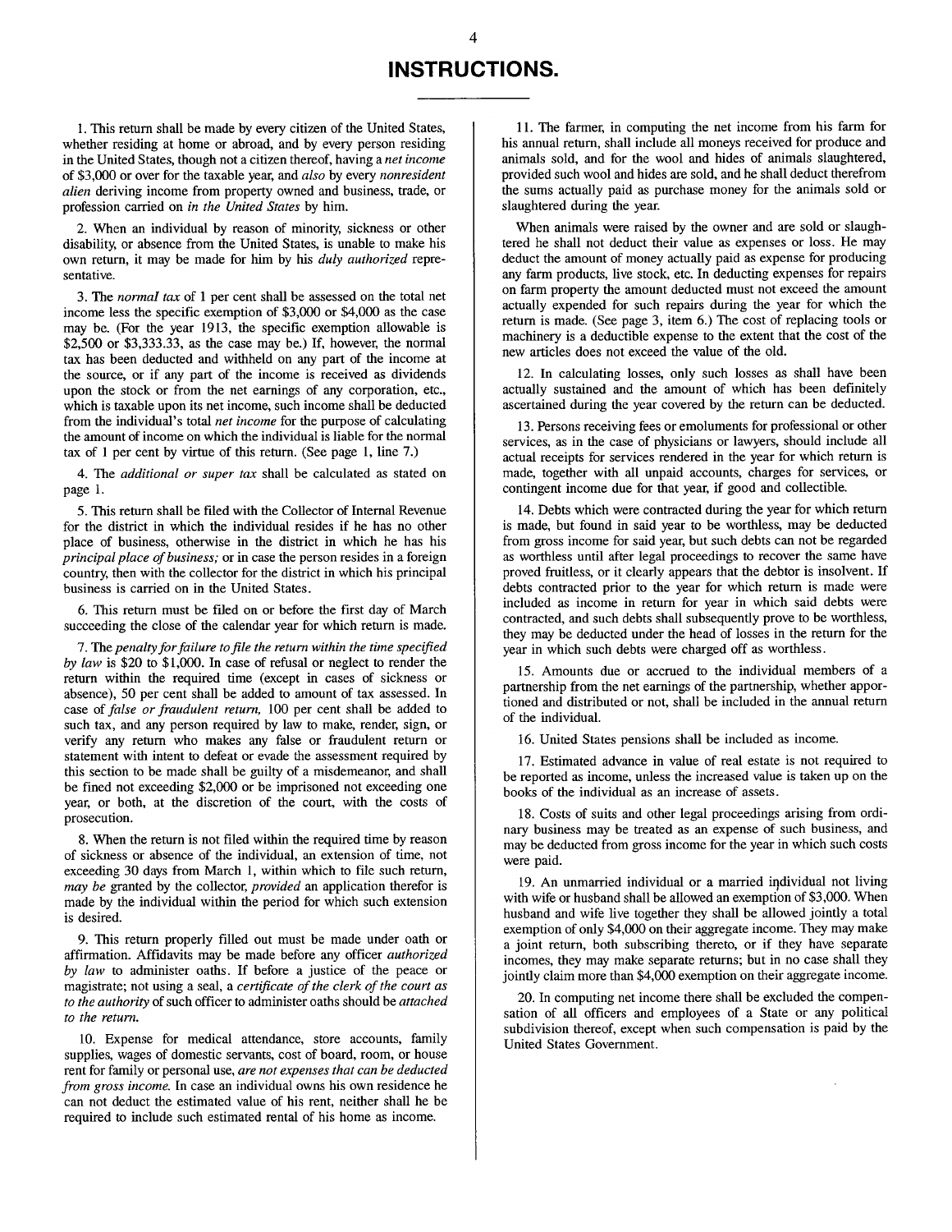# INSTRUCTIONS.

1. This return shall be made by every citizen of the United States, whether residing at home or abroad, and by every person residing in the United States, though not a citizen thereof, having a *net income* of $3,000 or over for the taxable year, and *also* by every *nonresident alien* deriving income from property owned and business, trade, or profession carried on *in the United States* by him.

2. When an individual by reason of minority, sickness or other disability, or absence from the United States, is unable to make his own return, it may be made for him by his *duly authorized* representative.

3. The *normal tax* of 1 per cent shall be assessed on the total net income less the specific exemption of $3,000 or $4,000 as the case may be. (For the year 1913, the specific exemption allowable is $2,500 or $3,333.33, as the case may be.) If, however, the normal tax has been deducted and withheld on any part of the income at the source, or if any part of the income is received as dividends upon the stock or from the net earnings of any corporation, etc., which is taxable upon its net income, such income shall be deducted from the individual's total *net income* for the purpose of calculating the amount of income on which the individual is liable for the normal tax of 1 per cent by virtue of this return. (See page 1, line 7.)

4. The *additional or super tax* shall be calculated as stated on page 1.

5. This return shall be filed with the Collector of Internal Revenue for the district in which the individual resides if he has no other place of business, otherwise in the district in which he has his *principal place of business;* or in case the person resides in a foreign country, then with the collector for the district in which his principal business is carried on in the United States.

6. This return must be filed on or before the first day of March succeeding the close of the calendar year for which return is made.

7. The *penalty for failure to file the return within the time specified by law* is $20 to $1,000. In case of refusal or neglect to render the return within the required time (except in cases of sickness or absence), 50 per cent shall be added to amount of tax assessed. In case of *false or fraudulent return,* 100 per cent shall be added to such tax, and any person required by law to make, render, sign, or verify any return who makes any false or fraudulent return or statement with intent to defeat or evade the assessment required by this section to be made shall be guilty of a misdemeanor, and shall be fined not exceeding $2,000 or be imprisoned not exceeding one year, or both, at the discretion of the court, with the costs of prosecution.

8. When the return is not filed within the required time by reason of sickness or absence of the individual, an extension of time, not exceeding 30 days from March 1, within which to file such return, *may be* granted by the collector, *provided* an application therefor is made by the individual within the period for which such extension is desired.

9. This return properly filled out must be made under oath or affirmation. Affidavits may be made before any officer *authorized by law* to administer oaths. If before a justice of the peace or magistrate; not using a seal, a *certificate of the clerk of the court as to the authority* of such officer to administer oaths should be *attached to the return.*

10. Expense for medical attendance, store accounts, family supplies, wages of domestic servants, cost of board, room, or house rent for family or personal use, *are not expenses that can be deducted from gross income.* In case an individual owns his own residence he can not deduct the estimated value of his rent, neither shall he be required to include such estimated rental of his home as income.

11. The farmer, in computing the net income from his farm for his annual return, shall include all moneys received for produce and animals sold, and for the wool and hides of animals slaughtered, provided such wool and hides are sold, and he shall deduct therefrom the sums actually paid as purchase money for the animals sold or slaughtered during the year.

When animals were raised by the owner and are sold or slaughtered he shall not deduct their value as expenses or loss. He may deduct the amount of money actually paid as expense for producing any farm products, live stock, etc. In deducting expenses for repairs on farm property the amount deducted must not exceed the amount actually expended for such repairs during the year for which the return is made. (See page 3, item 6.) The cost of replacing tools or machinery is a deductible expense to the extent that the cost of the new articles does not exceed the value of the old.

12. In calculating losses, only such losses as shall have been actually sustained and the amount of which has been definitely ascertained during the year covered by the return can be deducted.

13. Persons receiving fees or emoluments for professional or other services, as in the case of physicians or lawyers, should include all actual receipts for services rendered in the year for which return is made, together with all unpaid accounts, charges for services, or contingent income due for that year, if good and collectible.

14. Debts which were contracted during the year for which return is made, but found in said year to be worthless, may be deducted from gross income for said year, but such debts can not be regarded as worthless until after legal proceedings to recover the same have proved fruitless, or it clearly appears that the debtor is insolvent. If debts contracted prior to the year for which return is made were included as income in return for year in which said debts were contracted, and such debts shall subsequently prove to be worthless, they may be deducted under the head of losses in the return for the year in which such debts were charged off as worthless.

15. Amounts due or accrued to the individual members of a partnership from the net earnings of the partnership, whether apportioned and distributed or not, shall be included in the annual return of the individual.

16. United States pensions shall be included as income.

17. Estimated advance in value of real estate is not required to be reported as income, unless the increased value is taken up on the books of the individual as an increase of assets.

18. Costs of suits and other legal proceedings arising from ordinary business may be treated as an expense of such business, and may be deducted from gross income for the year in which such costs were paid.

19. An unmarried individual or a married individual not living with wife or husband shall be allowed an exemption of $3,000. When husband and wife live together they shall be allowed jointly a total exemption of only $4,000 on their aggregate income. They may make a joint return, both subscribing thereto, or if they have separate incomes, they may make separate returns; but in no case shall they jointly claim more than $4,000 exemption on their aggregate income.

20. In computing net income there shall be excluded the compensation of all officers and employees of a State or any political subdivision thereof, except when such compensation is paid by the United States Government.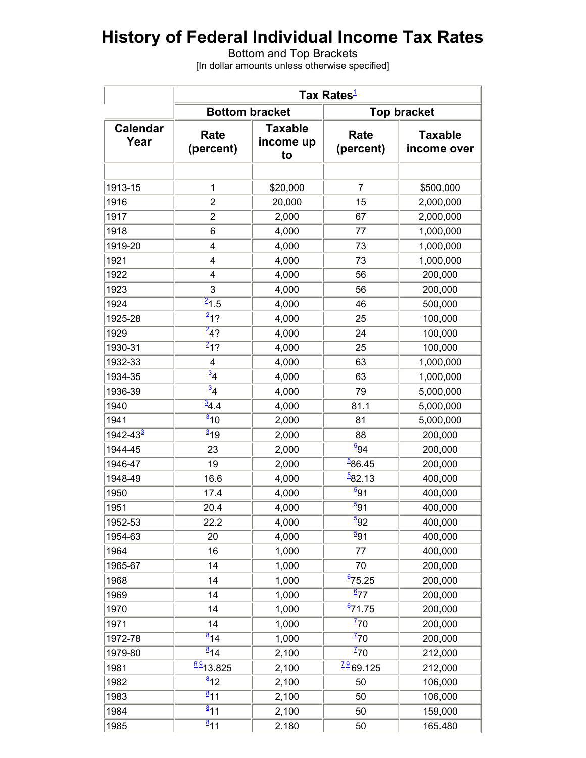# History of Federal Individual Income Tax Rates

Bottom and Top Brackets

[In dollar amounts unless otherwise specified]

| | Tax Rates[1] | | | |
|---|---|---|---|---|
| | Bottom bracket | | Top bracket | |
| Calendar Year | Rate (percent) | Taxable income up to | Rate (percent) | Taxable income over |
| | | | | |
| 1913-15 | 1 | $20,000 | 7 | $500,000 |
| 1916 | 2 | 20,000 | 15 | 2,000,000 |
| 1917 | 2 | 2,000 | 67 | 2,000,000 |
| 1918 | 6 | 4,000 | 77 | 1,000,000 |
| 1919-20 | 4 | 4,000 | 73 | 1,000,000 |
| 1921 | 4 | 4,000 | 73 | 1,000,000 |
| 1922 | 4 | 4,000 | 56 | 200,000 |
| 1923 | 3 | 4,000 | 56 | 200,000 |
| 1924 | [2]1.5 | 4,000 | 46 | 500,000 |
| 1925-28 | [2]1? | 4,000 | 25 | 100,000 |
| 1929 | [2]4? | 4,000 | 24 | 100,000 |
| 1930-31 | [2]1? | 4,000 | 25 | 100,000 |
| 1932-33 | 4 | 4,000 | 63 | 1,000,000 |
| 1934-35 | [3]4 | 4,000 | 63 | 1,000,000 |
| 1936-39 | [3]4 | 4,000 | 79 | 5,000,000 |
| 1940 | [3]4.4 | 4,000 | 81.1 | 5,000,000 |
| 1941 | [3]10 | 2,000 | 81 | 5,000,000 |
| 1942-43[3] | [3]19 | 2,000 | 88 | 200,000 |
| 1944-45 | 23 | 2,000 | [5]94 | 200,000 |
| 1946-47 | 19 | 2,000 | [5]86.45 | 200,000 |
| 1948-49 | 16.6 | 4,000 | [5]82.13 | 400,000 |
| 1950 | 17.4 | 4,000 | [5]91 | 400,000 |
| 1951 | 20.4 | 4,000 | [5]91 | 400,000 |
| 1952-53 | 22.2 | 4,000 | [5]92 | 400,000 |
| 1954-63 | 20 | 4,000 | [5]91 | 400,000 |
| 1964 | 16 | 1,000 | 77 | 400,000 |
| 1965-67 | 14 | 1,000 | 70 | 200,000 |
| 1968 | 14 | 1,000 | [6]75.25 | 200,000 |
| 1969 | 14 | 1,000 | [6]77 | 200,000 |
| 1970 | 14 | 1,000 | [6]71.75 | 200,000 |
| 1971 | 14 | 1,000 | [7]70 | 200,000 |
| 1972-78 | [8]14 | 1,000 | [7]70 | 200,000 |
| 1979-80 | [8]14 | 2,100 | [7]70 | 212,000 |
| 1981 | [8,9]13.825 | 2,100 | [7,9]69.125 | 212,000 |
| 1982 | [8]12 | 2,100 | 50 | 106,000 |
| 1983 | [8]11 | 2,100 | 50 | 106,000 |
| 1984 | [8]11 | 2,100 | 50 | 159,000 |
| 1985 | [8]11 | 2.180 | 50 | 165.480 |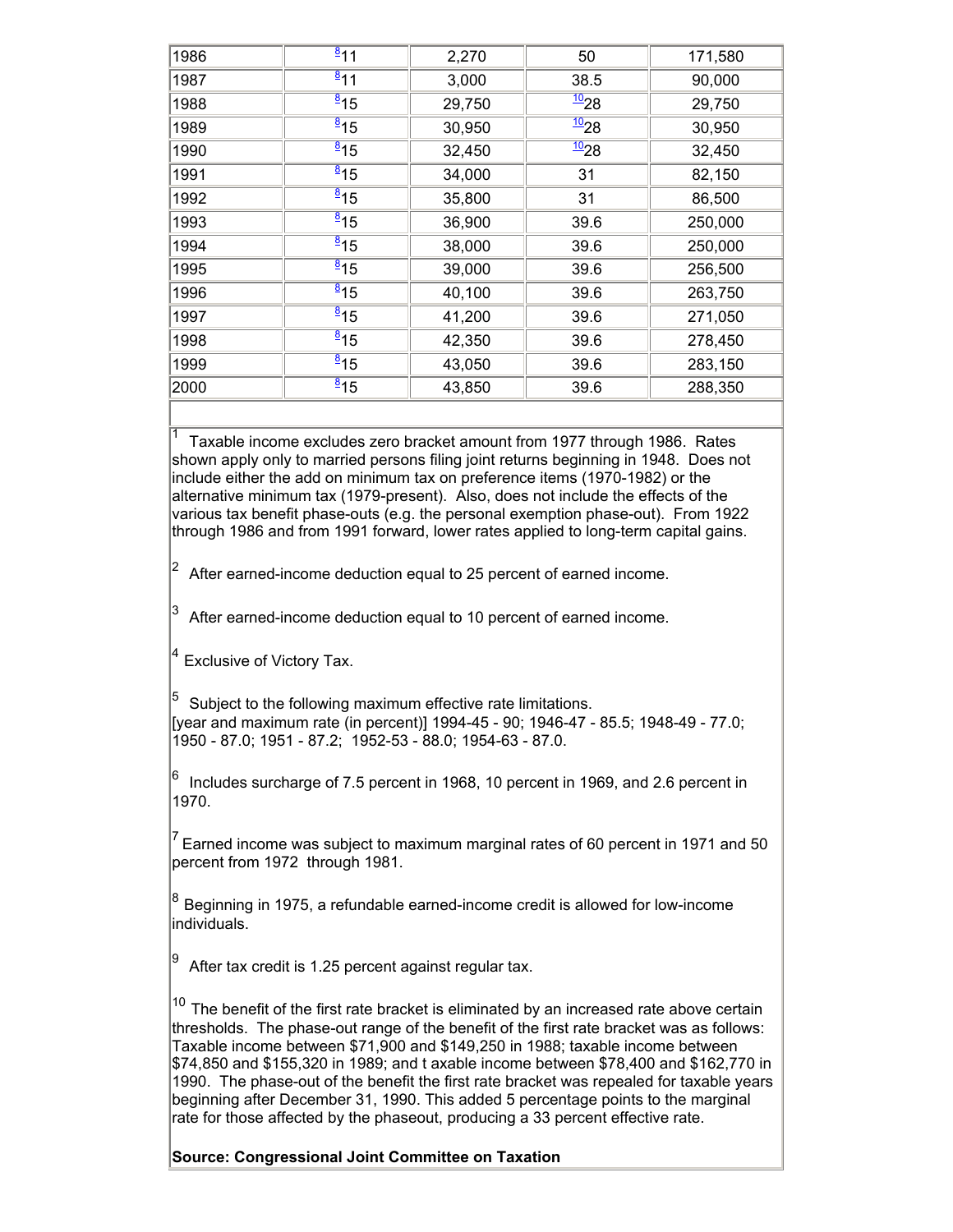| | | | | |
|---|---|---|---|---|
| 1986 | [8]11 | 2,270 | 50 | 171,580 |
| 1987 | [8]11 | 3,000 | 38.5 | 90,000 |
| 1988 | [8]15 | 29,750 | [10]28 | 29,750 |
| 1989 | [8]15 | 30,950 | [10]28 | 30,950 |
| 1990 | [8]15 | 32,450 | [10]28 | 32,450 |
| 1991 | [8]15 | 34,000 | 31 | 82,150 |
| 1992 | [8]15 | 35,800 | 31 | 86,500 |
| 1993 | [8]15 | 36,900 | 39.6 | 250,000 |
| 1994 | [8]15 | 38,000 | 39.6 | 250,000 |
| 1995 | [8]15 | 39,000 | 39.6 | 256,500 |
| 1996 | [8]15 | 40,100 | 39.6 | 263,750 |
| 1997 | [8]15 | 41,200 | 39.6 | 271,050 |
| 1998 | [8]15 | 42,350 | 39.6 | 278,450 |
| 1999 | [8]15 | 43,050 | 39.6 | 283,150 |
| 2000 | [8]15 | 43,850 | 39.6 | 288,350 |

[1] Taxable income excludes zero bracket amount from 1977 through 1986. Rates shown apply only to married persons filing joint returns beginning in 1948. Does not include either the add on minimum tax on preference items (1970-1982) or the alternative minimum tax (1979-present). Also, does not include the effects of the various tax benefit phase-outs (e.g. the personal exemption phase-out). From 1922 through 1986 and from 1991 forward, lower rates applied to long-term capital gains.

[2] After earned-income deduction equal to 25 percent of earned income.

[3] After earned-income deduction equal to 10 percent of earned income.

[4] Exclusive of Victory Tax.

[5] Subject to the following maximum effective rate limitations.
[year and maximum rate (in percent)] 1994-45 - 90; 1946-47 - 85.5; 1948-49 - 77.0; 1950 - 87.0; 1951 - 87.2; 1952-53 - 88.0; 1954-63 - 87.0.

[6] Includes surcharge of 7.5 percent in 1968, 10 percent in 1969, and 2.6 percent in 1970.

[7] Earned income was subject to maximum marginal rates of 60 percent in 1971 and 50 percent from 1972 through 1981.

[8] Beginning in 1975, a refundable earned-income credit is allowed for low-income individuals.

[9] After tax credit is 1.25 percent against regular tax.

[10] The benefit of the first rate bracket is eliminated by an increased rate above certain thresholds. The phase-out range of the benefit of the first rate bracket was as follows: Taxable income between $71,900 and $149,250 in 1988; taxable income between $74,850 and $155,320 in 1989; and t axable income between $78,400 and $162,770 in 1990. The phase-out of the benefit the first rate bracket was repealed for taxable years beginning after December 31, 1990. This added 5 percentage points to the marginal rate for those affected by the phaseout, producing a 33 percent effective rate.

**Source: Congressional Joint Committee on Taxation**